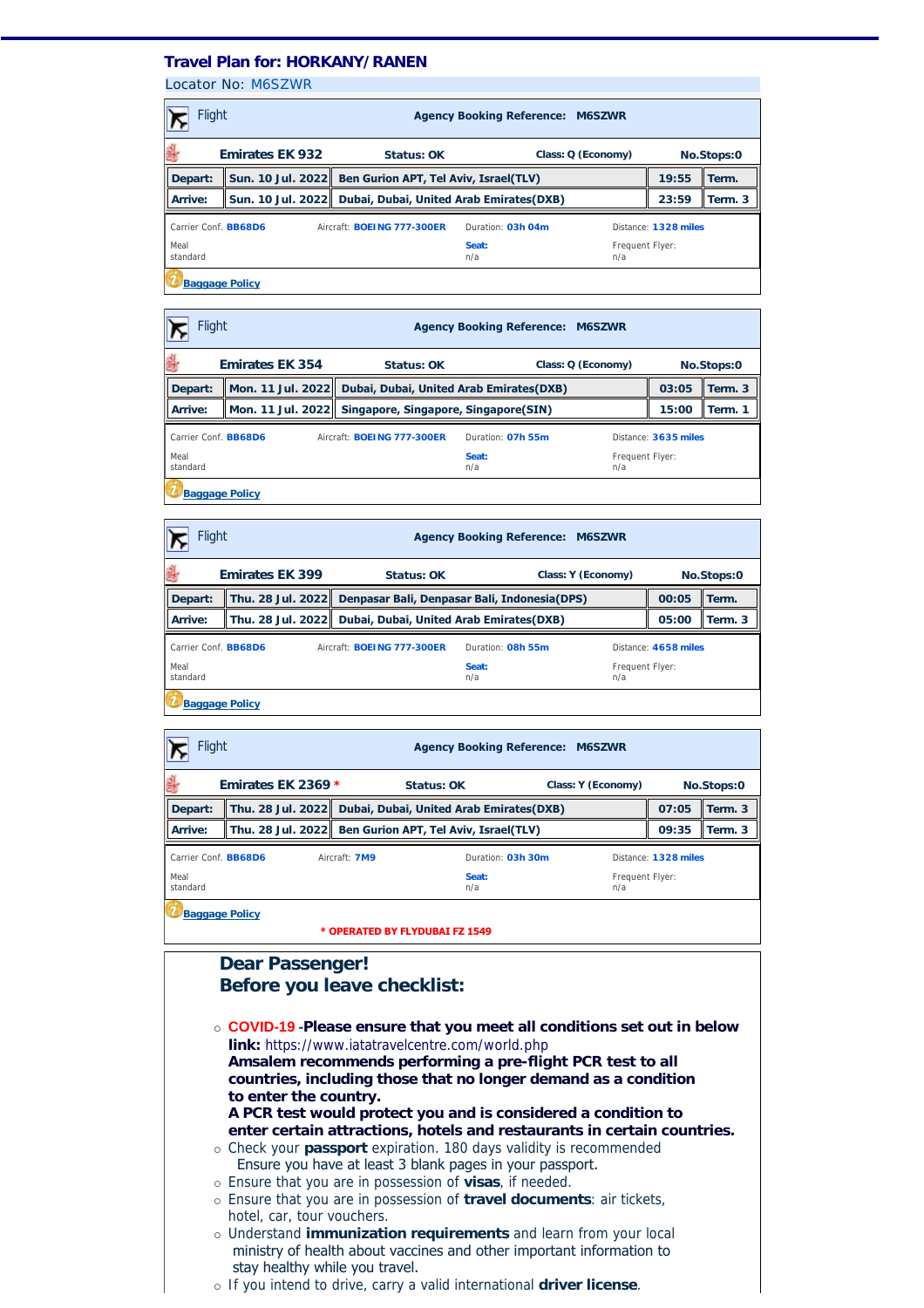## Travel Plan for: HORKANY/ RANEN

Locator No: M6SZWR

---

**Flight** — **Agency Booking Reference: M6SZWR**

| **Emirates EK 932** | **Status: OK** | **Class: Q (Economy)** | **No.Stops:0** |
|---|---|---|---|

| | | | | |
|---|---|---|---|---|
| **Depart:** | **Sun. 10 Jul. 2022** | **Ben Gurion APT, Tel Aviv, Israel(TLV)** | **19:55** | **Term.** |
| **Arrive:** | **Sun. 10 Jul. 2022** | **Dubai, Dubai, United Arab Emirates(DXB)** | **23:59** | **Term. 3** |

Carrier Conf. **BB68D6** | Aircraft: **BOEING 777-300ER** | Duration: **03h 04m** | Distance: **1328 miles**

Meal: standard | **Seat:** n/a | Frequent Flyer: n/a

[Baggage Policy]

---

**Flight** — **Agency Booking Reference: M6SZWR**

| **Emirates EK 354** | **Status: OK** | **Class: Q (Economy)** | **No.Stops:0** |
|---|---|---|---|

| | | | | |
|---|---|---|---|---|
| **Depart:** | **Mon. 11 Jul. 2022** | **Dubai, Dubai, United Arab Emirates(DXB)** | **03:05** | **Term. 3** |
| **Arrive:** | **Mon. 11 Jul. 2022** | **Singapore, Singapore, Singapore(SIN)** | **15:00** | **Term. 1** |

Carrier Conf. **BB68D6** | Aircraft: **BOEING 777-300ER** | Duration: **07h 55m** | Distance: **3635 miles**

Meal: standard | **Seat:** n/a | Frequent Flyer: n/a

[Baggage Policy]

---

**Flight** — **Agency Booking Reference: M6SZWR**

| **Emirates EK 399** | **Status: OK** | **Class: Y (Economy)** | **No.Stops:0** |
|---|---|---|---|

| | | | | |
|---|---|---|---|---|
| **Depart:** | **Thu. 28 Jul. 2022** | **Denpasar Bali, Denpasar Bali, Indonesia(DPS)** | **00:05** | **Term.** |
| **Arrive:** | **Thu. 28 Jul. 2022** | **Dubai, Dubai, United Arab Emirates(DXB)** | **05:00** | **Term. 3** |

Carrier Conf. **BB68D6** | Aircraft: **BOEING 777-300ER** | Duration: **08h 55m** | Distance: **4658 miles**

Meal: standard | **Seat:** n/a | Frequent Flyer: n/a

[Baggage Policy]

---

**Flight** — **Agency Booking Reference: M6SZWR**

| **Emirates EK 2369 *** | **Status: OK** | **Class: Y (Economy)** | **No.Stops:0** |
|---|---|---|---|

| | | | | |
|---|---|---|---|---|
| **Depart:** | **Thu. 28 Jul. 2022** | **Dubai, Dubai, United Arab Emirates(DXB)** | **07:05** | **Term. 3** |
| **Arrive:** | **Thu. 28 Jul. 2022** | **Ben Gurion APT, Tel Aviv, Israel(TLV)** | **09:35** | **Term. 3** |

Carrier Conf. **BB68D6** | Aircraft: **7M9** | Duration: **03h 30m** | Distance: **1328 miles**

Meal: standard | **Seat:** n/a | Frequent Flyer: n/a

[Baggage Policy]

*** OPERATED BY FLYDUBAI FZ 1549**

---

## Dear Passenger!
## Before you leave checklist:

- **COVID-19 -Please ensure that you meet all conditions set out in below link:** https://www.iatatravelcentre.com/world.php
  **Amsalem recommends performing a pre-flight PCR test to all countries, including those that no longer demand as a condition to enter the country.**
  **A PCR test would protect you and is considered a condition to enter certain attractions, hotels and restaurants in certain countries.**
- Check your **passport** expiration. 180 days validity is recommended
  Ensure you have at least 3 blank pages in your passport.
- Ensure that you are in possession of **visas**, if needed.
- Ensure that you are in possession of **travel documents**: air tickets, hotel, car, tour vouchers.
- Understand **immunization requirements** and learn from your local ministry of health about vaccines and other important information to stay healthy while you travel.
- If you intend to drive, carry a valid international **driver license**.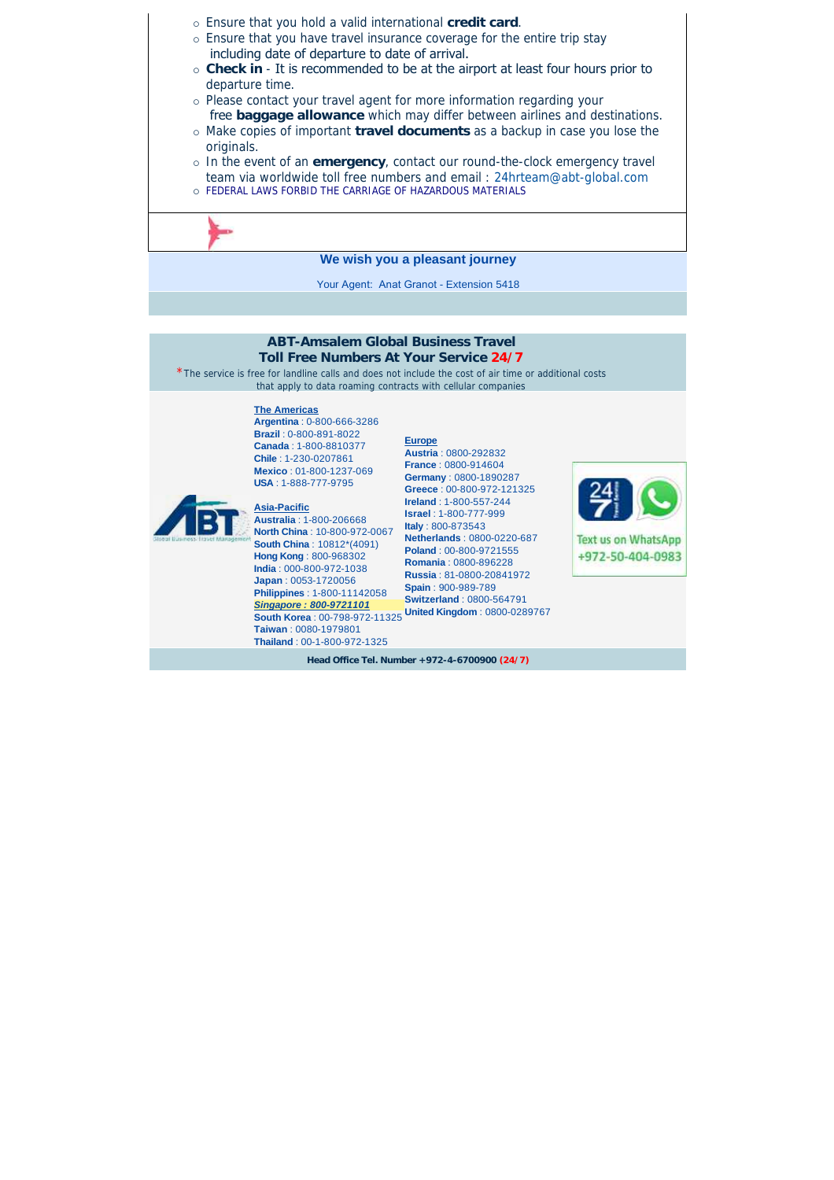- Ensure that you hold a valid international **credit card**.
- Ensure that you have travel insurance coverage for the entire trip stay including date of departure to date of arrival.
- **Check in** - It is recommended to be at the airport at least four hours prior to departure time.
- Please contact your travel agent for more information regarding your free **baggage allowance** which may differ between airlines and destinations.
- Make copies of important **travel documents** as a backup in case you lose the originals.
- In the event of an **emergency**, contact our round-the-clock emergency travel team via worldwide toll free numbers and email : 24hrteam@abt-global.com
- FEDERAL LAWS FORBID THE CARRIAGE OF HAZARDOUS MATERIALS

**We wish you a pleasant journey**

Your Agent: Anat Granot - Extension 5418

## ABT-Amsalem Global Business Travel
## Toll Free Numbers At Your Service 24/7

*The service is free for landline calls and does not include the cost of air time or additional costs that apply to data roaming contracts with cellular companies

**The Americas**

**Argentina** : 0-800-666-3286
**Brazil** : 0-800-891-8022
**Canada** : 1-800-8810377
**Chile** : 1-230-0207861
**Mexico** : 01-800-1237-069
**USA** : 1-888-777-9795

**Asia-Pacific**

**Australia** : 1-800-206668
**North China** : 10-800-972-0067
**South China** : 10812*(4091)
**Hong Kong** : 800-968302
**India** : 000-800-972-1038
**Japan** : 0053-1720056
**Philippines** : 1-800-11142058
***Singapore : 800-9721101***
**South Korea** : 00-798-972-11325
**Taiwan** : 0080-1979801
**Thailand** : 00-1-800-972-1325

**Europe**

**Austria** : 0800-292832
**France** : 0800-914604
**Germany** : 0800-1890287
**Greece** : 00-800-972-121325
**Ireland** : 1-800-557-244
**Israel** : 1-800-777-999
**Italy** : 800-873543
**Netherlands** : 0800-0220-687
**Poland** : 00-800-9721555
**Romania** : 0800-896228
**Russia** : 81-0800-20841972
**Spain** : 900-989-789
**Switzerland** : 0800-564791
**United Kingdom** : 0800-0289767

Text us on WhatsApp +972-50-404-0983

**Head Office Tel. Number +972-4-6700900 (24/7)**